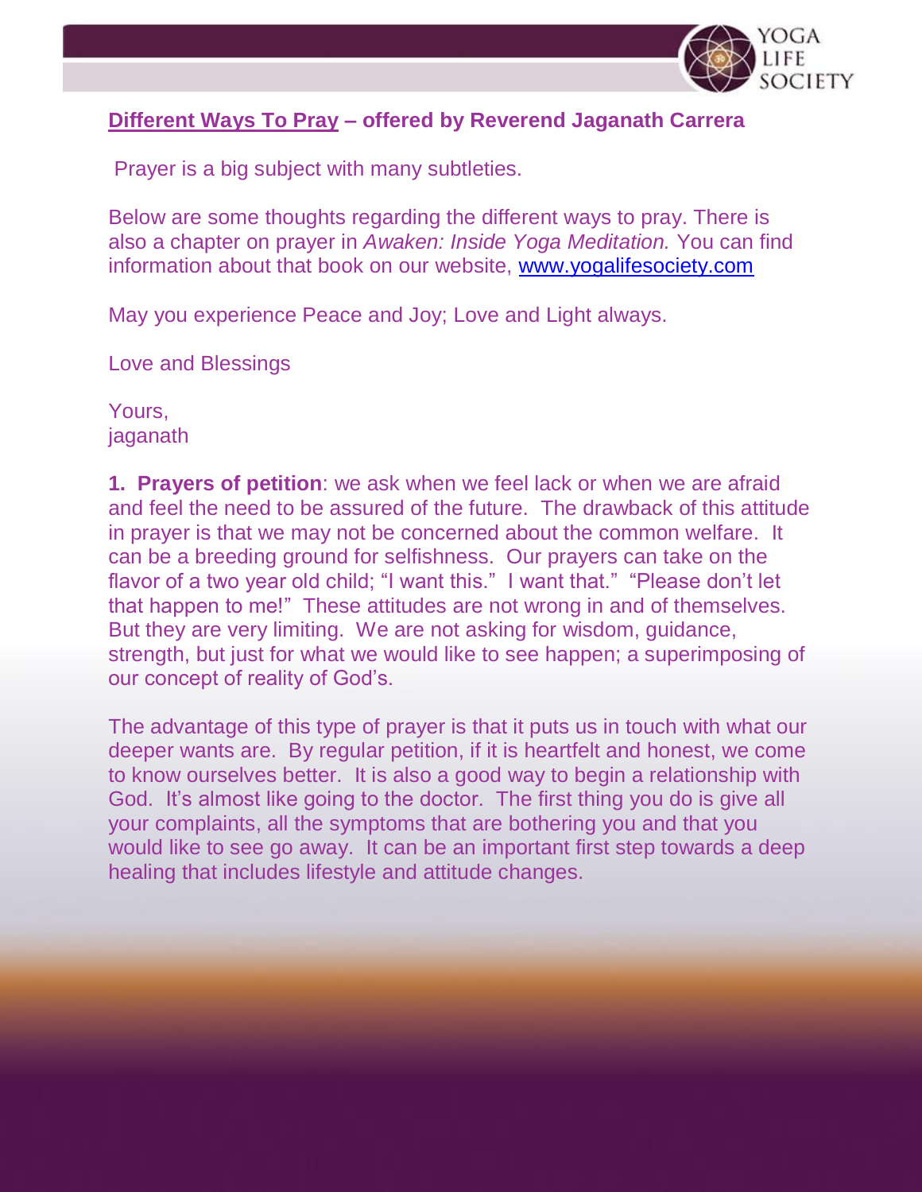# Different Ways To Pray – offered by Reverend Jaganath Carrera

Prayer is a big subject with many subtleties.

Below are some thoughts regarding the different ways to pray. There is also a chapter on prayer in *Awaken: Inside Yoga Meditation.* You can find information about that book on our website, [www.yogalifesociety.com](http://www.yogalifesociety.com)

May you experience Peace and Joy; Love and Light always.

Love and Blessings

Yours,
jaganath

**1. Prayers of petition**: we ask when we feel lack or when we are afraid and feel the need to be assured of the future. The drawback of this attitude in prayer is that we may not be concerned about the common welfare. It can be a breeding ground for selfishness. Our prayers can take on the flavor of a two year old child; "I want this." I want that." "Please don't let that happen to me!" These attitudes are not wrong in and of themselves. But they are very limiting. We are not asking for wisdom, guidance, strength, but just for what we would like to see happen; a superimposing of our concept of reality of God's.

The advantage of this type of prayer is that it puts us in touch with what our deeper wants are. By regular petition, if it is heartfelt and honest, we come to know ourselves better. It is also a good way to begin a relationship with God. It's almost like going to the doctor. The first thing you do is give all your complaints, all the symptoms that are bothering you and that you would like to see go away. It can be an important first step towards a deep healing that includes lifestyle and attitude changes.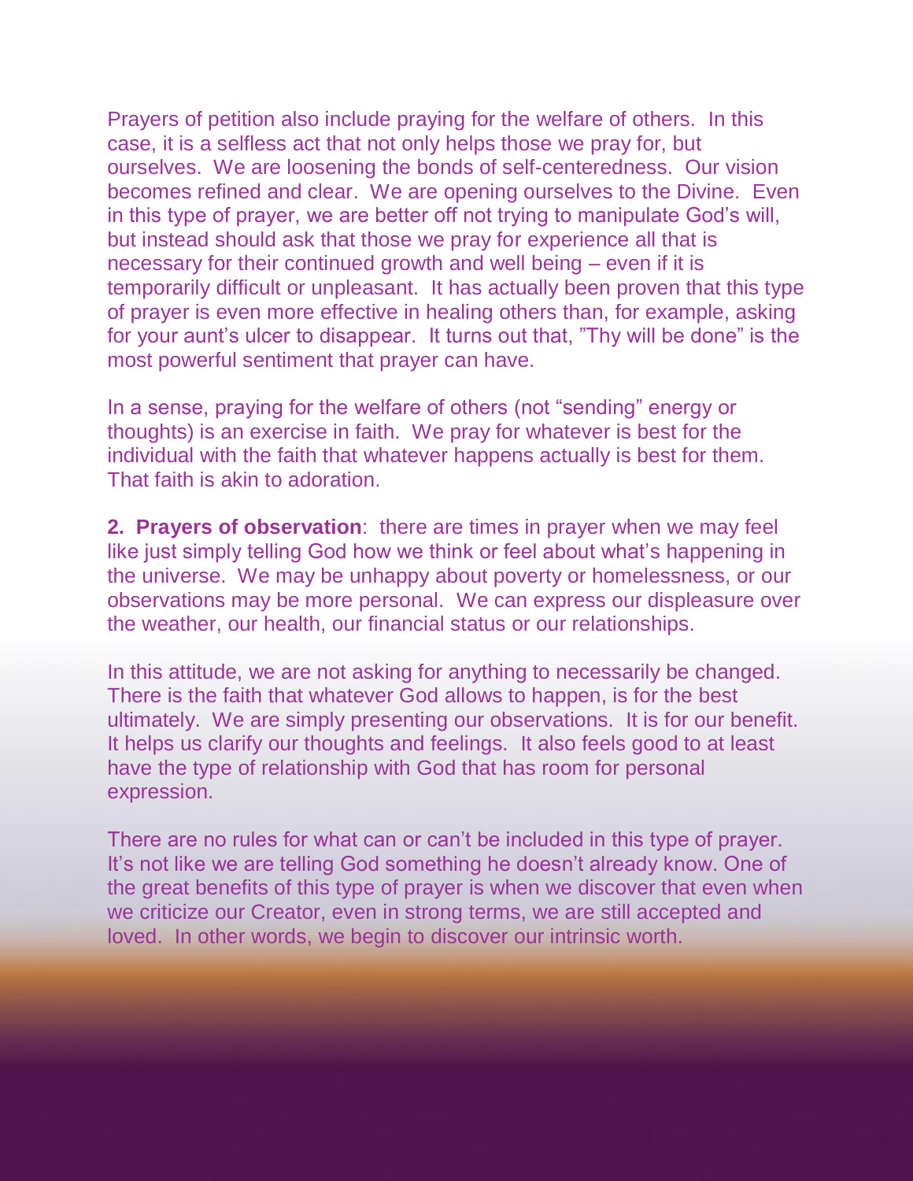Prayers of petition also include praying for the welfare of others. In this case, it is a selfless act that not only helps those we pray for, but ourselves. We are loosening the bonds of self-centeredness. Our vision becomes refined and clear. We are opening ourselves to the Divine. Even in this type of prayer, we are better off not trying to manipulate God's will, but instead should ask that those we pray for experience all that is necessary for their continued growth and well being – even if it is temporarily difficult or unpleasant. It has actually been proven that this type of prayer is even more effective in healing others than, for example, asking for your aunt's ulcer to disappear. It turns out that, "Thy will be done" is the most powerful sentiment that prayer can have.

In a sense, praying for the welfare of others (not "sending" energy or thoughts) is an exercise in faith. We pray for whatever is best for the individual with the faith that whatever happens actually is best for them. That faith is akin to adoration.

**2. Prayers of observation**: there are times in prayer when we may feel like just simply telling God how we think or feel about what's happening in the universe. We may be unhappy about poverty or homelessness, or our observations may be more personal. We can express our displeasure over the weather, our health, our financial status or our relationships.

In this attitude, we are not asking for anything to necessarily be changed. There is the faith that whatever God allows to happen, is for the best ultimately. We are simply presenting our observations. It is for our benefit. It helps us clarify our thoughts and feelings. It also feels good to at least have the type of relationship with God that has room for personal expression.

There are no rules for what can or can't be included in this type of prayer. It's not like we are telling God something he doesn't already know. One of the great benefits of this type of prayer is when we discover that even when we criticize our Creator, even in strong terms, we are still accepted and loved. In other words, we begin to discover our intrinsic worth.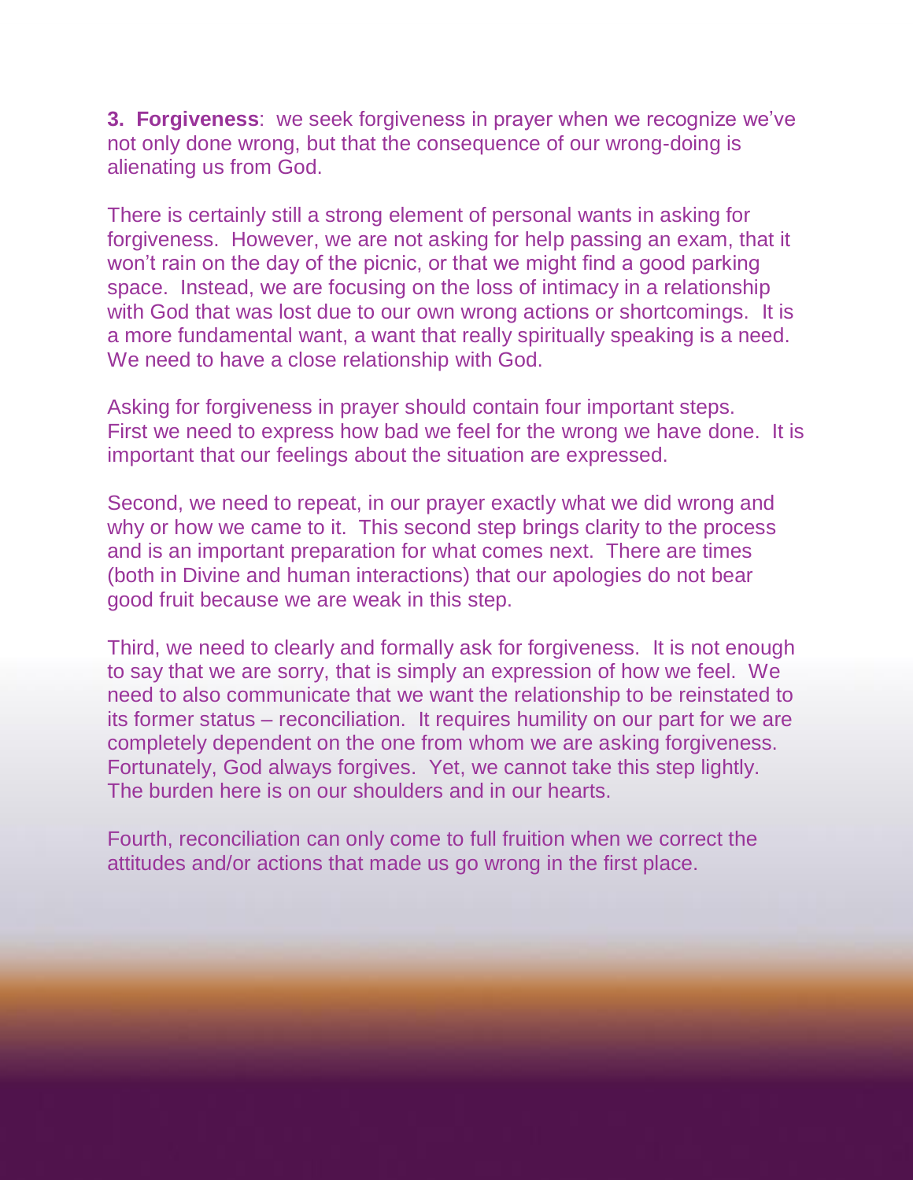**3. Forgiveness**: we seek forgiveness in prayer when we recognize we've not only done wrong, but that the consequence of our wrong-doing is alienating us from God.

There is certainly still a strong element of personal wants in asking for forgiveness. However, we are not asking for help passing an exam, that it won't rain on the day of the picnic, or that we might find a good parking space. Instead, we are focusing on the loss of intimacy in a relationship with God that was lost due to our own wrong actions or shortcomings. It is a more fundamental want, a want that really spiritually speaking is a need. We need to have a close relationship with God.

Asking for forgiveness in prayer should contain four important steps. First we need to express how bad we feel for the wrong we have done. It is important that our feelings about the situation are expressed.

Second, we need to repeat, in our prayer exactly what we did wrong and why or how we came to it. This second step brings clarity to the process and is an important preparation for what comes next. There are times (both in Divine and human interactions) that our apologies do not bear good fruit because we are weak in this step.

Third, we need to clearly and formally ask for forgiveness. It is not enough to say that we are sorry, that is simply an expression of how we feel. We need to also communicate that we want the relationship to be reinstated to its former status – reconciliation. It requires humility on our part for we are completely dependent on the one from whom we are asking forgiveness. Fortunately, God always forgives. Yet, we cannot take this step lightly. The burden here is on our shoulders and in our hearts.

Fourth, reconciliation can only come to full fruition when we correct the attitudes and/or actions that made us go wrong in the first place.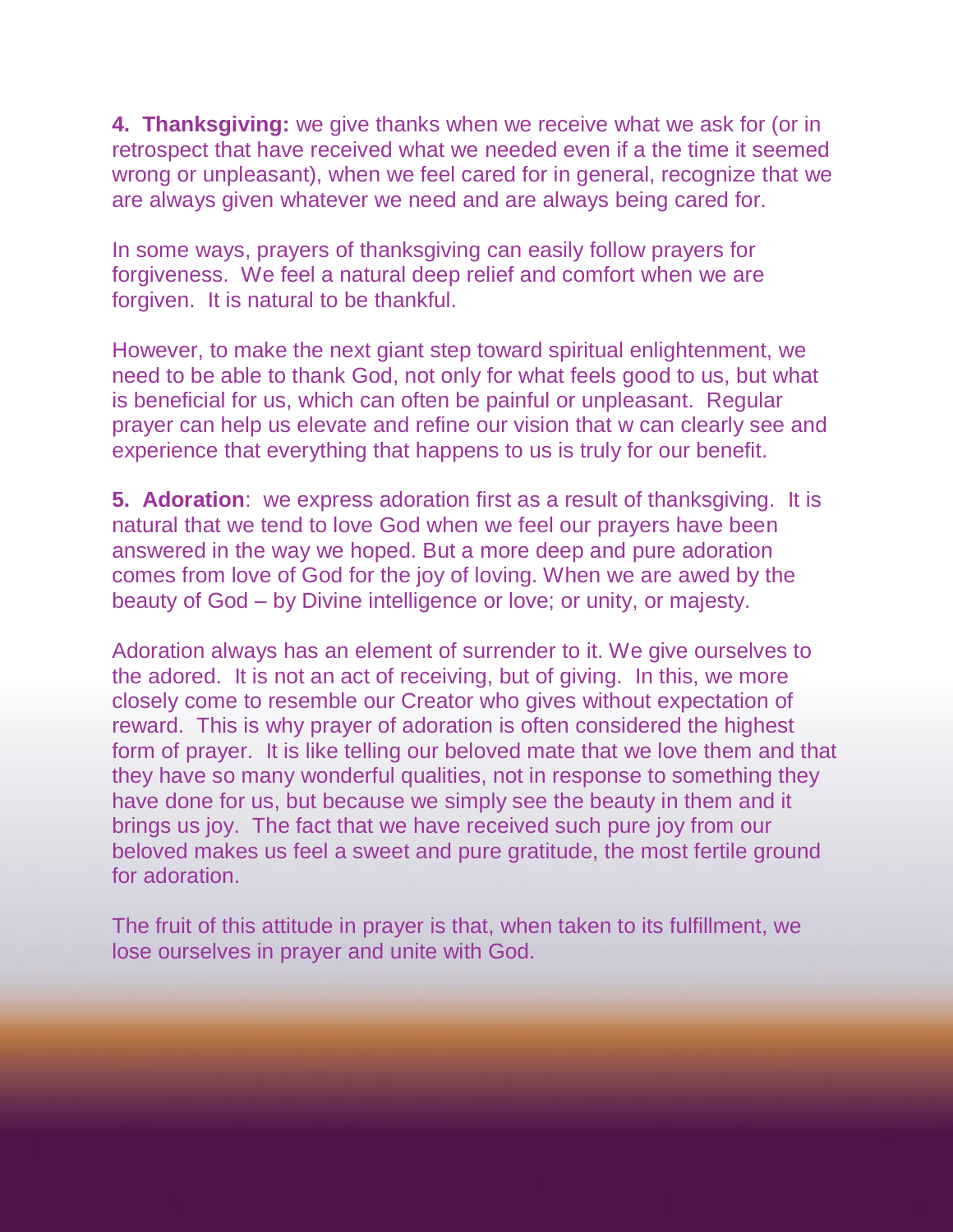**4. Thanksgiving:** we give thanks when we receive what we ask for (or in retrospect that have received what we needed even if a the time it seemed wrong or unpleasant), when we feel cared for in general, recognize that we are always given whatever we need and are always being cared for.

In some ways, prayers of thanksgiving can easily follow prayers for forgiveness. We feel a natural deep relief and comfort when we are forgiven. It is natural to be thankful.

However, to make the next giant step toward spiritual enlightenment, we need to be able to thank God, not only for what feels good to us, but what is beneficial for us, which can often be painful or unpleasant. Regular prayer can help us elevate and refine our vision that w can clearly see and experience that everything that happens to us is truly for our benefit.

**5. Adoration**: we express adoration first as a result of thanksgiving. It is natural that we tend to love God when we feel our prayers have been answered in the way we hoped. But a more deep and pure adoration comes from love of God for the joy of loving. When we are awed by the beauty of God – by Divine intelligence or love; or unity, or majesty.

Adoration always has an element of surrender to it. We give ourselves to the adored. It is not an act of receiving, but of giving. In this, we more closely come to resemble our Creator who gives without expectation of reward. This is why prayer of adoration is often considered the highest form of prayer. It is like telling our beloved mate that we love them and that they have so many wonderful qualities, not in response to something they have done for us, but because we simply see the beauty in them and it brings us joy. The fact that we have received such pure joy from our beloved makes us feel a sweet and pure gratitude, the most fertile ground for adoration.

The fruit of this attitude in prayer is that, when taken to its fulfillment, we lose ourselves in prayer and unite with God.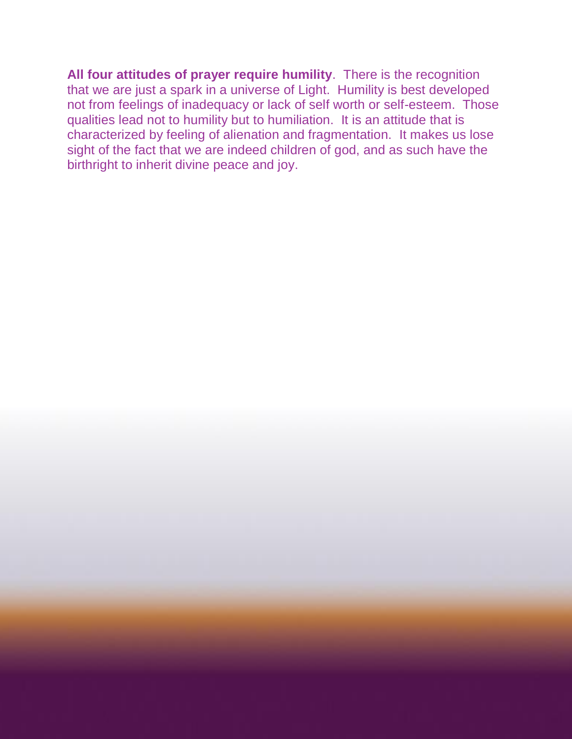**All four attitudes of prayer require humility**. There is the recognition that we are just a spark in a universe of Light. Humility is best developed not from feelings of inadequacy or lack of self worth or self-esteem. Those qualities lead not to humility but to humiliation. It is an attitude that is characterized by feeling of alienation and fragmentation. It makes us lose sight of the fact that we are indeed children of god, and as such have the birthright to inherit divine peace and joy.